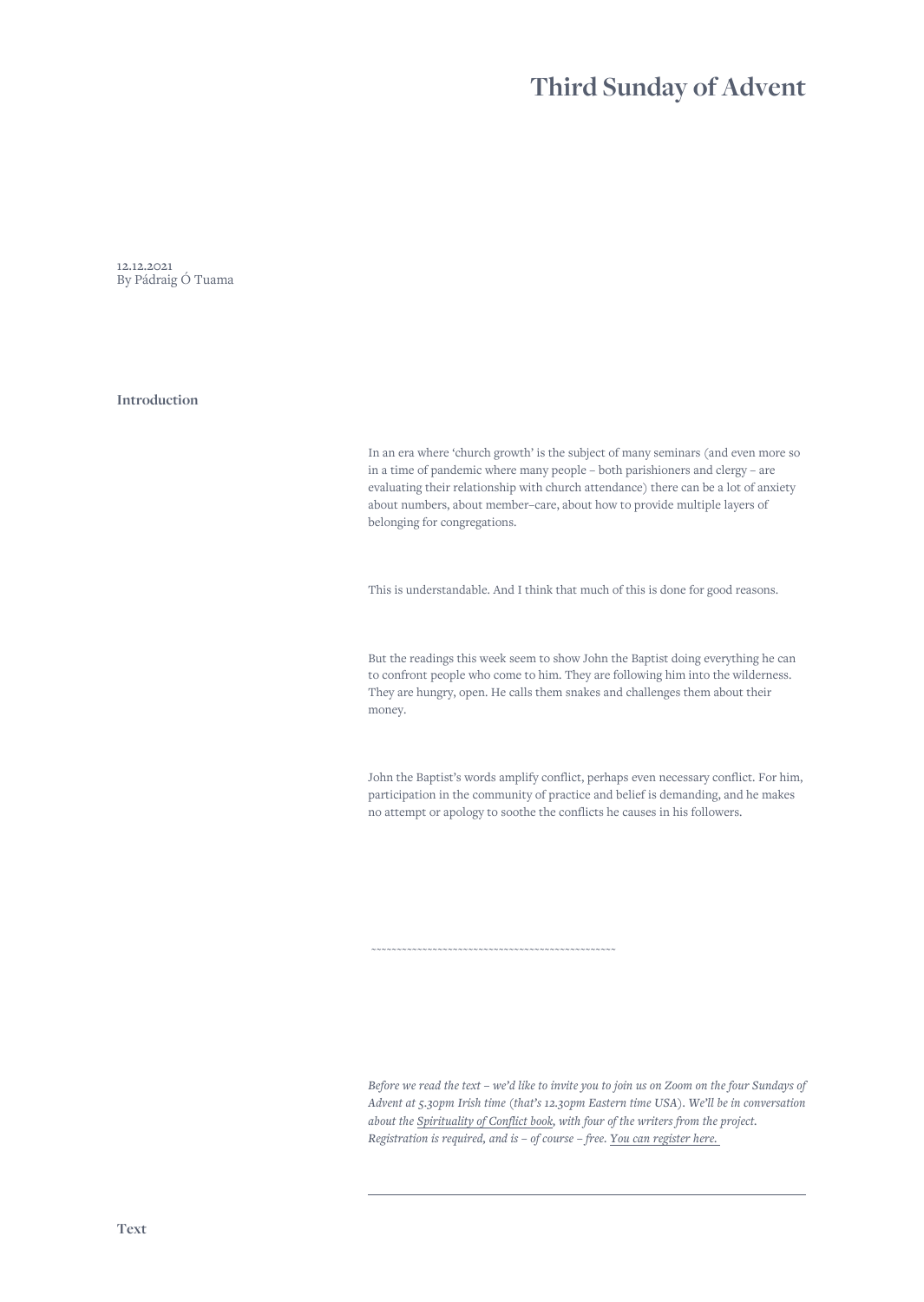# Third Sunday of Advent

12.12.2021
By Pádraig Ó Tuama

## Introduction

In an era where 'church growth' is the subject of many seminars (and even more so in a time of pandemic where many people – both parishioners and clergy – are evaluating their relationship with church attendance) there can be a lot of anxiety about numbers, about member–care, about how to provide multiple layers of belonging for congregations.

This is understandable. And I think that much of this is done for good reasons.

But the readings this week seem to show John the Baptist doing everything he can to confront people who come to him. They are following him into the wilderness. They are hungry, open. He calls them snakes and challenges them about their money.

John the Baptist's words amplify conflict, perhaps even necessary conflict. For him, participation in the community of practice and belief is demanding, and he makes no attempt or apology to soothe the conflicts he causes in his followers.

~~~~~~~~~~~~~~~~~~~~~~~~~~~~~~~~~~~~~~~~~~~~~~~~

*Before we read the text – we'd like to invite you to join us on Zoom on the four Sundays of Advent at 5.30pm Irish time (that's 12.30pm Eastern time USA). We'll be in conversation about the Spirituality of Conflict book, with four of the writers from the project. Registration is required, and is – of course – free. You can register here.*

---

## Text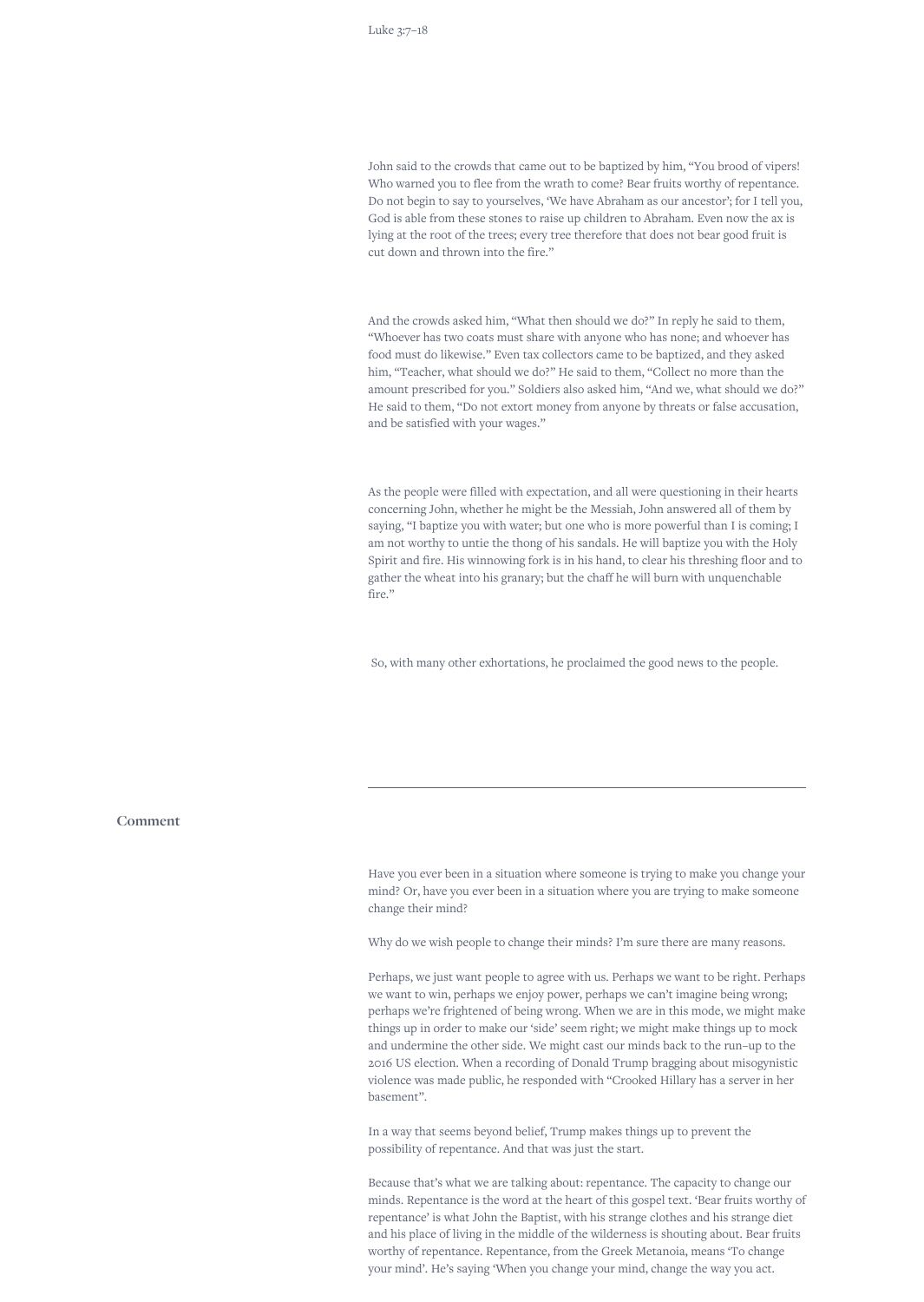Luke 3:7–18

John said to the crowds that came out to be baptized by him, "You brood of vipers! Who warned you to flee from the wrath to come? Bear fruits worthy of repentance. Do not begin to say to yourselves, 'We have Abraham as our ancestor'; for I tell you, God is able from these stones to raise up children to Abraham. Even now the ax is lying at the root of the trees; every tree therefore that does not bear good fruit is cut down and thrown into the fire."

And the crowds asked him, "What then should we do?" In reply he said to them, "Whoever has two coats must share with anyone who has none; and whoever has food must do likewise." Even tax collectors came to be baptized, and they asked him, "Teacher, what should we do?" He said to them, "Collect no more than the amount prescribed for you." Soldiers also asked him, "And we, what should we do?" He said to them, "Do not extort money from anyone by threats or false accusation, and be satisfied with your wages."

As the people were filled with expectation, and all were questioning in their hearts concerning John, whether he might be the Messiah, John answered all of them by saying, "I baptize you with water; but one who is more powerful than I is coming; I am not worthy to untie the thong of his sandals. He will baptize you with the Holy Spirit and fire. His winnowing fork is in his hand, to clear his threshing floor and to gather the wheat into his granary; but the chaff he will burn with unquenchable fire."

So, with many other exhortations, he proclaimed the good news to the people.

---

## Comment

Have you ever been in a situation where someone is trying to make you change your mind? Or, have you ever been in a situation where you are trying to make someone change their mind?

Why do we wish people to change their minds? I'm sure there are many reasons.

Perhaps, we just want people to agree with us. Perhaps we want to be right. Perhaps we want to win, perhaps we enjoy power, perhaps we can't imagine being wrong; perhaps we're frightened of being wrong. When we are in this mode, we might make things up in order to make our 'side' seem right; we might make things up to mock and undermine the other side. We might cast our minds back to the run–up to the 2016 US election. When a recording of Donald Trump bragging about misogynistic violence was made public, he responded with "Crooked Hillary has a server in her basement".

In a way that seems beyond belief, Trump makes things up to prevent the possibility of repentance. And that was just the start.

Because that's what we are talking about: repentance. The capacity to change our minds. Repentance is the word at the heart of this gospel text. 'Bear fruits worthy of repentance' is what John the Baptist, with his strange clothes and his strange diet and his place of living in the middle of the wilderness is shouting about. Bear fruits worthy of repentance. Repentance, from the Greek Metanoia, means 'To change your mind'. He's saying 'When you change your mind, change the way you act.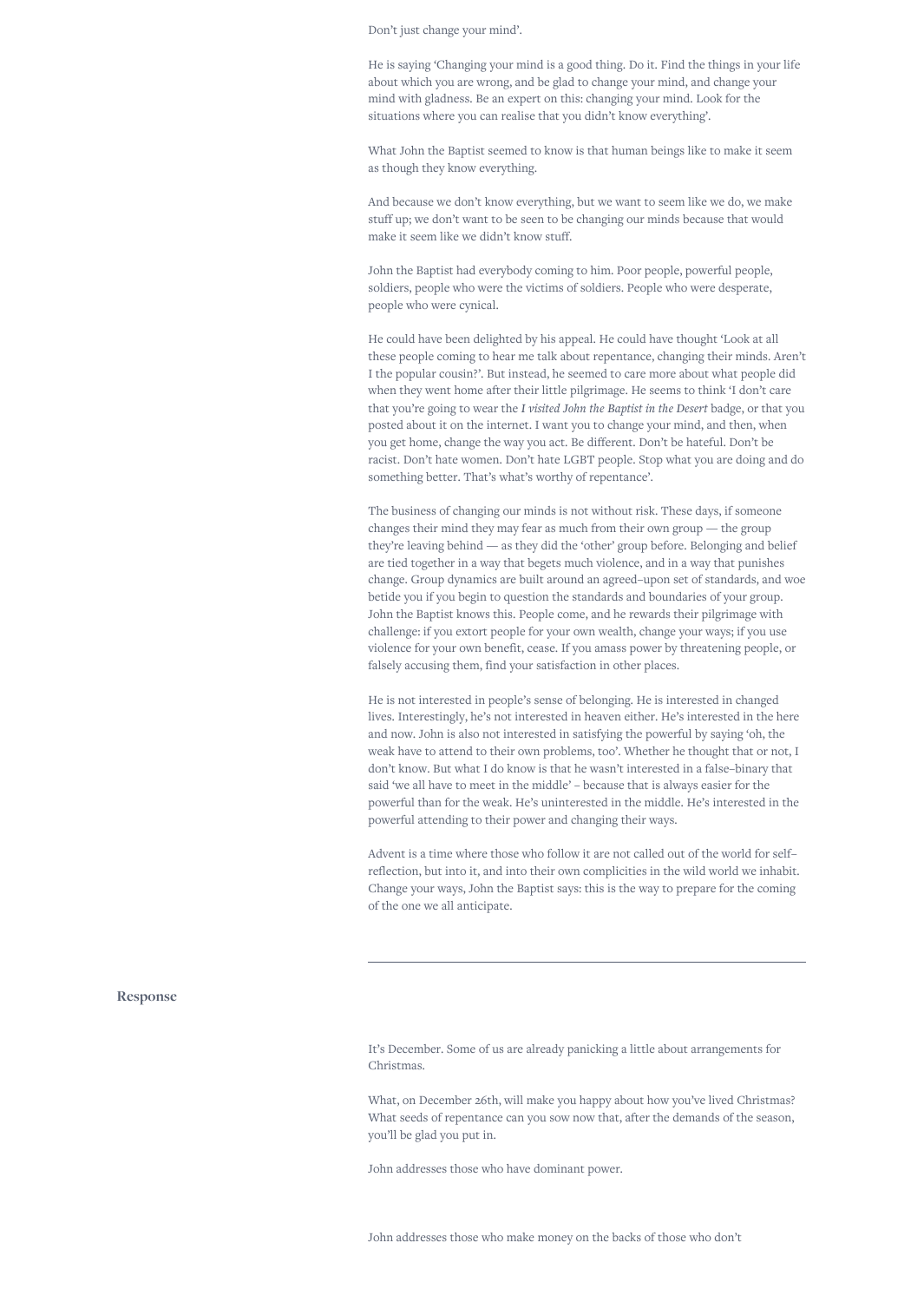Don't just change your mind'.

He is saying 'Changing your mind is a good thing. Do it. Find the things in your life about which you are wrong, and be glad to change your mind, and change your mind with gladness. Be an expert on this: changing your mind. Look for the situations where you can realise that you didn't know everything'.

What John the Baptist seemed to know is that human beings like to make it seem as though they know everything.

And because we don't know everything, but we want to seem like we do, we make stuff up; we don't want to be seen to be changing our minds because that would make it seem like we didn't know stuff.

John the Baptist had everybody coming to him. Poor people, powerful people, soldiers, people who were the victims of soldiers. People who were desperate, people who were cynical.

He could have been delighted by his appeal. He could have thought 'Look at all these people coming to hear me talk about repentance, changing their minds. Aren't I the popular cousin?'. But instead, he seemed to care more about what people did when they went home after their little pilgrimage. He seems to think 'I don't care that you're going to wear the ***I visited John the Baptist in the Desert*** badge, or that you posted about it on the internet. I want you to change your mind, and then, when you get home, change the way you act. Be different. Don't be racist. Don't hate women. Don't hate LGBT people. Stop what you are doing and do something better. That's what's worthy of repentance'.

The business of changing our minds is not without risk. These days, if someone changes their mind they may fear as much from their own group — the group they're leaving behind — as they did the 'other' group before. Belonging and belief are tied together in a way that begets much violence, and in a way that punishes change. Group dynamics are built around an agreed-upon set of standards, and woe betide you if you begin to question the standards and boundaries of your group. John the Baptist knows this. People come, and he rewards their pilgrimage with challenge: if you extort people for your own wealth, change your ways; if you use violence for your own benefit, cease. If you amass power by threatening people, or falsely accusing them, find your satisfaction in other places.

He is not interested in people's sense of belonging. He is interested in changed lives. Interestingly, he's not interested in heaven either. He's interested in the here and now. John is also not interested in satisfying the powerful by saying 'oh, the weak have to attend to their own problems, too'. Whether he thought that or not, I don't know. But what I do know is that he wasn't interested in a false-binary that said 'we all have to meet in the middle' – because that is always easier for the powerful than for the weak. He's uninterested in the middle. He's interested in the powerful attending to their power and changing their ways.

Advent is a time where those who follow it are not called out of the world for self-reflection, but into it, and into their own complicities in the wild world we inhabit. Change your ways, John the Baptist says: this is the way to prepare for the coming of the one we all anticipate.

---

## Response

It's December. Some of us are already panicking a little about arrangements for Christmas.

What, on December 26th, will make you happy about how you've lived Christmas? What seeds of repentance can you sow now that, after the demands of the season, you'll be glad you put in.

John addresses those who have dominant power.

John addresses those who make money on the backs of those who don't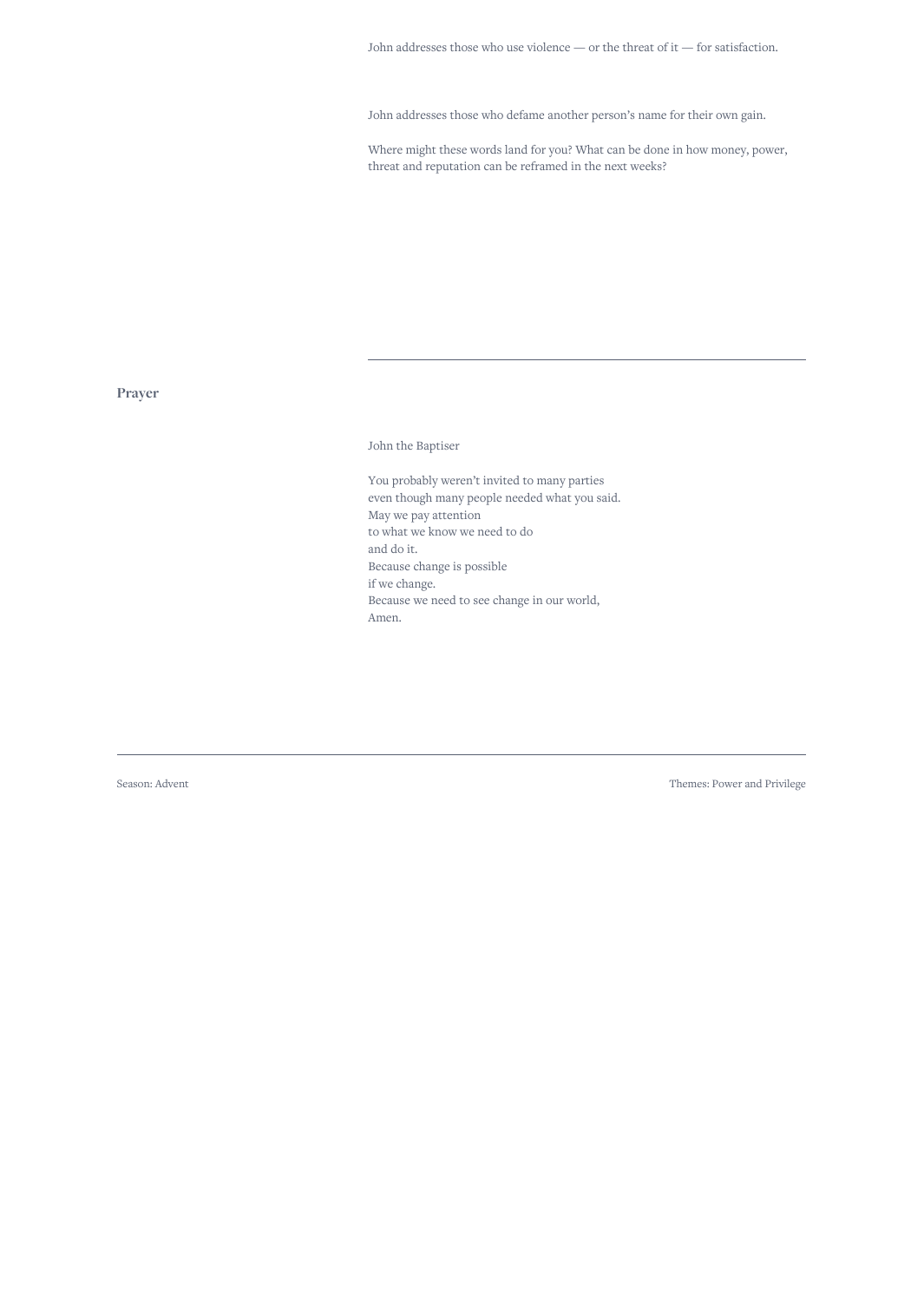John addresses those who use violence — or the threat of it — for satisfaction.

John addresses those who defame another person's name for their own gain.

Where might these words land for you? What can be done in how money, power, threat and reputation can be reframed in the next weeks?

---

## Prayer

John the Baptiser

You probably weren't invited to many parties  
even though many people needed what you said.  
May we pay attention  
to what we know we need to do  
and do it.  
Because change is possible  
if we change.  
Because we need to see change in our world,  
Amen.

---

Season: Advent

Themes: Power and Privilege